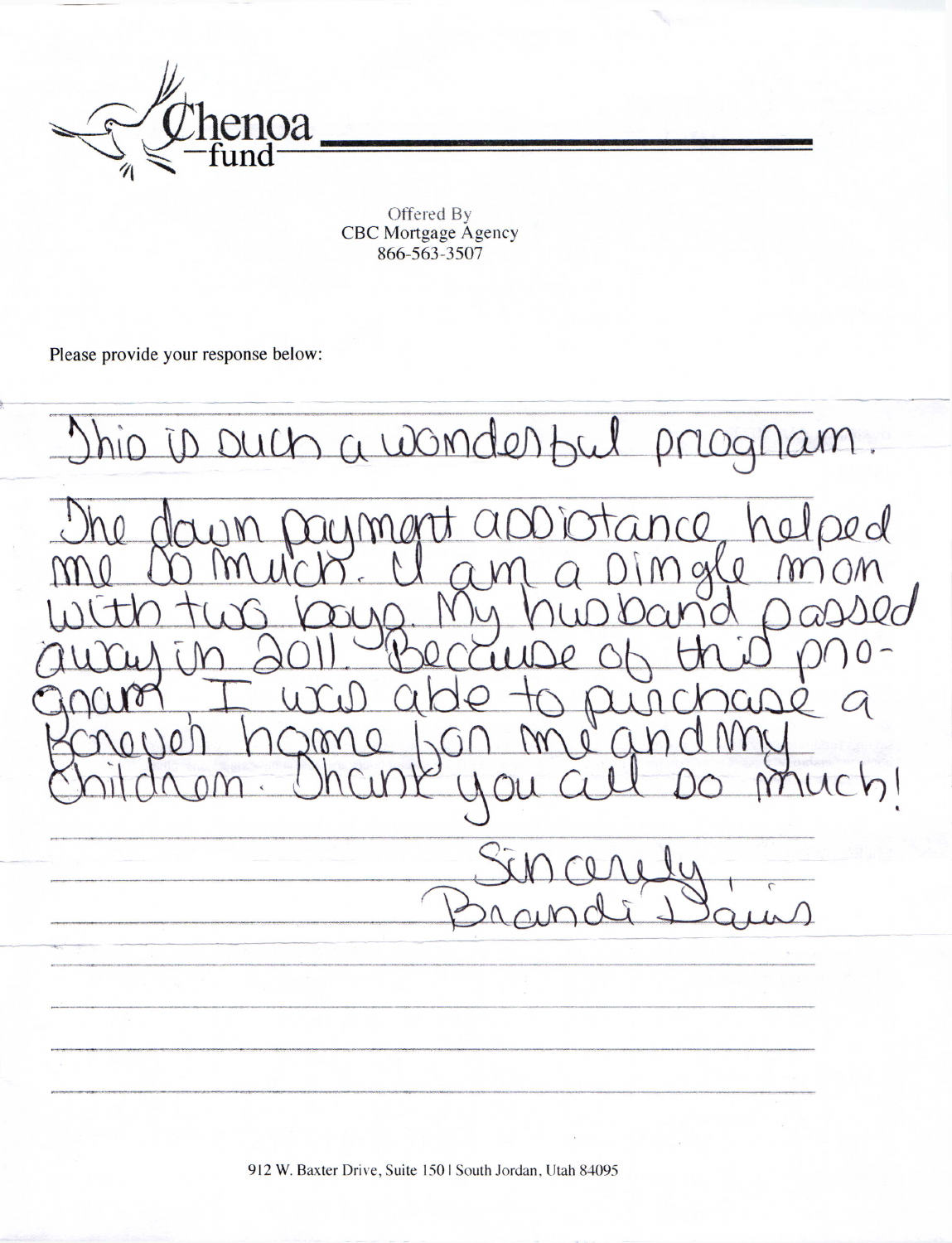Chenoa fund

Offered By
CBC Mortgage Agency
866-563-3507

Please provide your response below:

This is such a wonderful program.

The down payment assistance helped me so much. I am a single mom with two boys. My husband passed away in 2011. Because of this program I was able to purchase a forever home for me and my children. Thank you all so much!

Sincerely,
Brandi Davis

912 W. Baxter Drive, Suite 150 | South Jordan, Utah 84095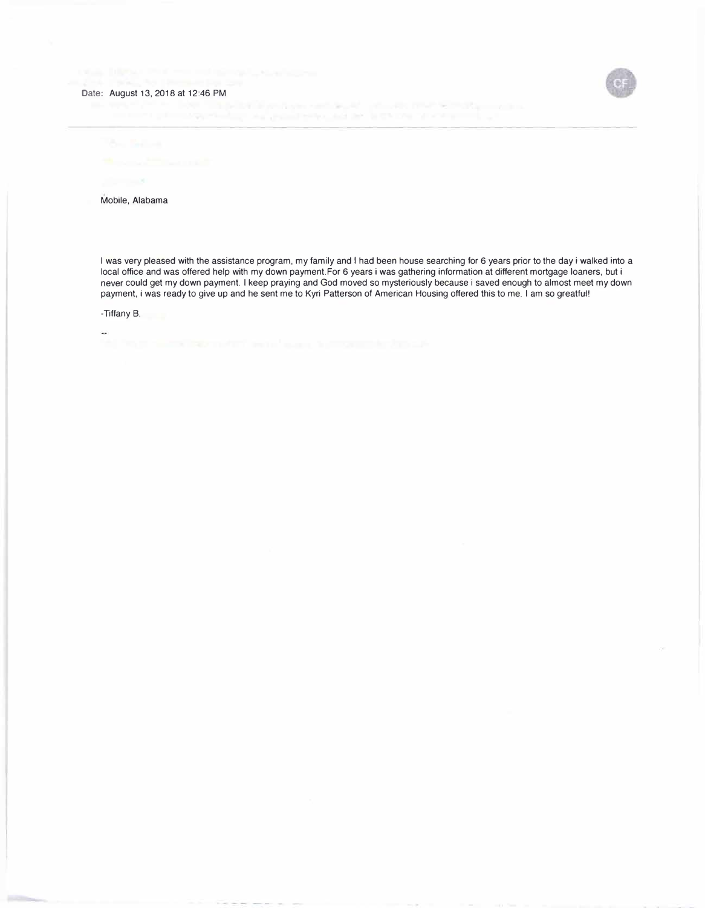Date: August 13, 2018 at 12:46 PM

Mobile, Alabama

I was very pleased with the assistance program, my family and I had been house searching for 6 years prior to the day i walked into a local office and was offered help with my down payment.For 6 years i was gathering information at different mortgage loaners, but i never could get my down payment. I keep praying and God moved so mysteriously because i saved enough to almost meet my down payment, i was ready to give up and he sent me to Kyri Patterson of American Housing offered this to me. I am so greatful!

-Tiffany B.

--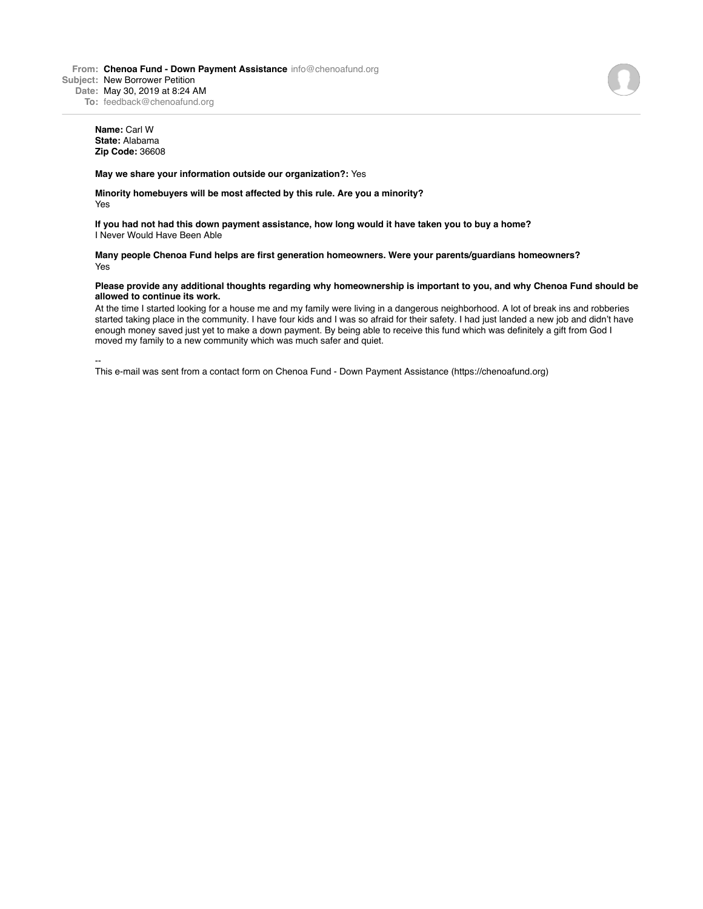**From:** **Chenoa Fund - Down Payment Assistance** info@chenoafund.org
**Subject:** New Borrower Petition
**Date:** May 30, 2019 at 8:24 AM
**To:** feedback@chenoafund.org

**Name:** Carl W
**State:** Alabama
**Zip Code:** 36608

**May we share your information outside our organization?:** Yes

**Minority homebuyers will be most affected by this rule. Are you a minority?**
Yes

**If you had not had this down payment assistance, how long would it have taken you to buy a home?**
I Never Would Have Been Able

**Many people Chenoa Fund helps are first generation homeowners. Were your parents/guardians homeowners?**
Yes

**Please provide any additional thoughts regarding why homeownership is important to you, and why Chenoa Fund should be allowed to continue its work.**
At the time I started looking for a house me and my family were living in a dangerous neighborhood. A lot of break ins and robberies started taking place in the community. I have four kids and I was so afraid for their safety. I had just landed a new job and didn't have enough money saved just yet to make a down payment. By being able to receive this fund which was definitely a gift from God I moved my family to a new community which was much safer and quiet.

--
This e-mail was sent from a contact form on Chenoa Fund - Down Payment Assistance (https://chenoafund.org)